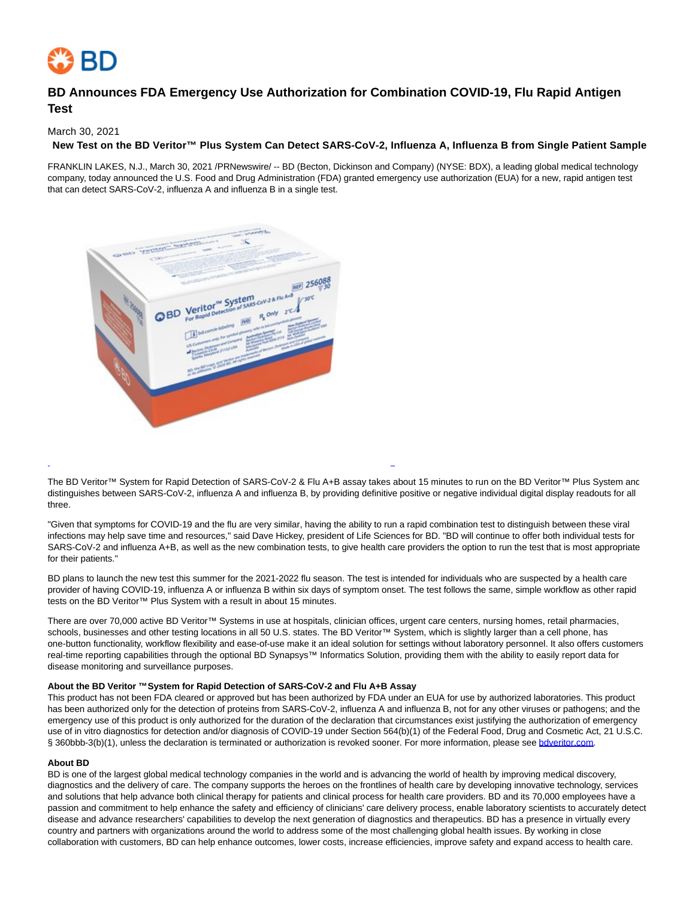# BD Announces FDA Emergency Use Authorization for Combination COVID-19, Flu Rapid Antigen Test

March 30, 2021

**New Test on the BD Veritor™ Plus System Can Detect SARS-CoV-2, Influenza A, Influenza B from Single Patient Sample**

FRANKLIN LAKES, N.J., March 30, 2021 /PRNewswire/ -- BD (Becton, Dickinson and Company) (NYSE: BDX), a leading global medical technology company, today announced the U.S. Food and Drug Administration (FDA) granted emergency use authorization (EUA) for a new, rapid antigen test that can detect SARS-CoV-2, influenza A and influenza B in a single test.

The BD Veritor™ System for Rapid Detection of SARS-CoV-2 & Flu A+B assay takes about 15 minutes to run on the BD Veritor™ Plus System and distinguishes between SARS-CoV-2, influenza A and influenza B, by providing definitive positive or negative individual digital display readouts for all three.

"Given that symptoms for COVID-19 and the flu are very similar, having the ability to run a rapid combination test to distinguish between these viral infections may help save time and resources," said Dave Hickey, president of Life Sciences for BD. "BD will continue to offer both individual tests for SARS-CoV-2 and influenza A+B, as well as the new combination tests, to give health care providers the option to run the test that is most appropriate for their patients."

BD plans to launch the new test this summer for the 2021-2022 flu season. The test is intended for individuals who are suspected by a health care provider of having COVID-19, influenza A or influenza B within six days of symptom onset. The test follows the same, simple workflow as other rapid tests on the BD Veritor™ Plus System with a result in about 15 minutes.

There are over 70,000 active BD Veritor™ Systems in use at hospitals, clinician offices, urgent care centers, nursing homes, retail pharmacies, schools, businesses and other testing locations in all 50 U.S. states. The BD Veritor™ System, which is slightly larger than a cell phone, has one-button functionality, workflow flexibility and ease-of-use make it an ideal solution for settings without laboratory personnel. It also offers customers real-time reporting capabilities through the optional BD Synapsys™ Informatics Solution, providing them with the ability to easily report data for disease monitoring and surveillance purposes.

**About the BD Veritor ™System for Rapid Detection of SARS-CoV-2 and Flu A+B Assay**

This product has not been FDA cleared or approved but has been authorized by FDA under an EUA for use by authorized laboratories. This product has been authorized only for the detection of proteins from SARS-CoV-2, influenza A and influenza B, not for any other viruses or pathogens; and the emergency use of this product is only authorized for the duration of the declaration that circumstances exist justifying the authorization of emergency use of in vitro diagnostics for detection and/or diagnosis of COVID-19 under Section 564(b)(1) of the Federal Food, Drug and Cosmetic Act, 21 U.S.C. § 360bbb-3(b)(1), unless the declaration is terminated or authorization is revoked sooner. For more information, please see bdveritor.com.

**About BD**

BD is one of the largest global medical technology companies in the world and is advancing the world of health by improving medical discovery, diagnostics and the delivery of care. The company supports the heroes on the frontlines of health care by developing innovative technology, services and solutions that help advance both clinical therapy for patients and clinical process for health care providers. BD and its 70,000 employees have a passion and commitment to help enhance the safety and efficiency of clinicians' care delivery process, enable laboratory scientists to accurately detect disease and advance researchers' capabilities to develop the next generation of diagnostics and therapeutics. BD has a presence in virtually every country and partners with organizations around the world to address some of the most challenging global health issues. By working in close collaboration with customers, BD can help enhance outcomes, lower costs, increase efficiencies, improve safety and expand access to health care.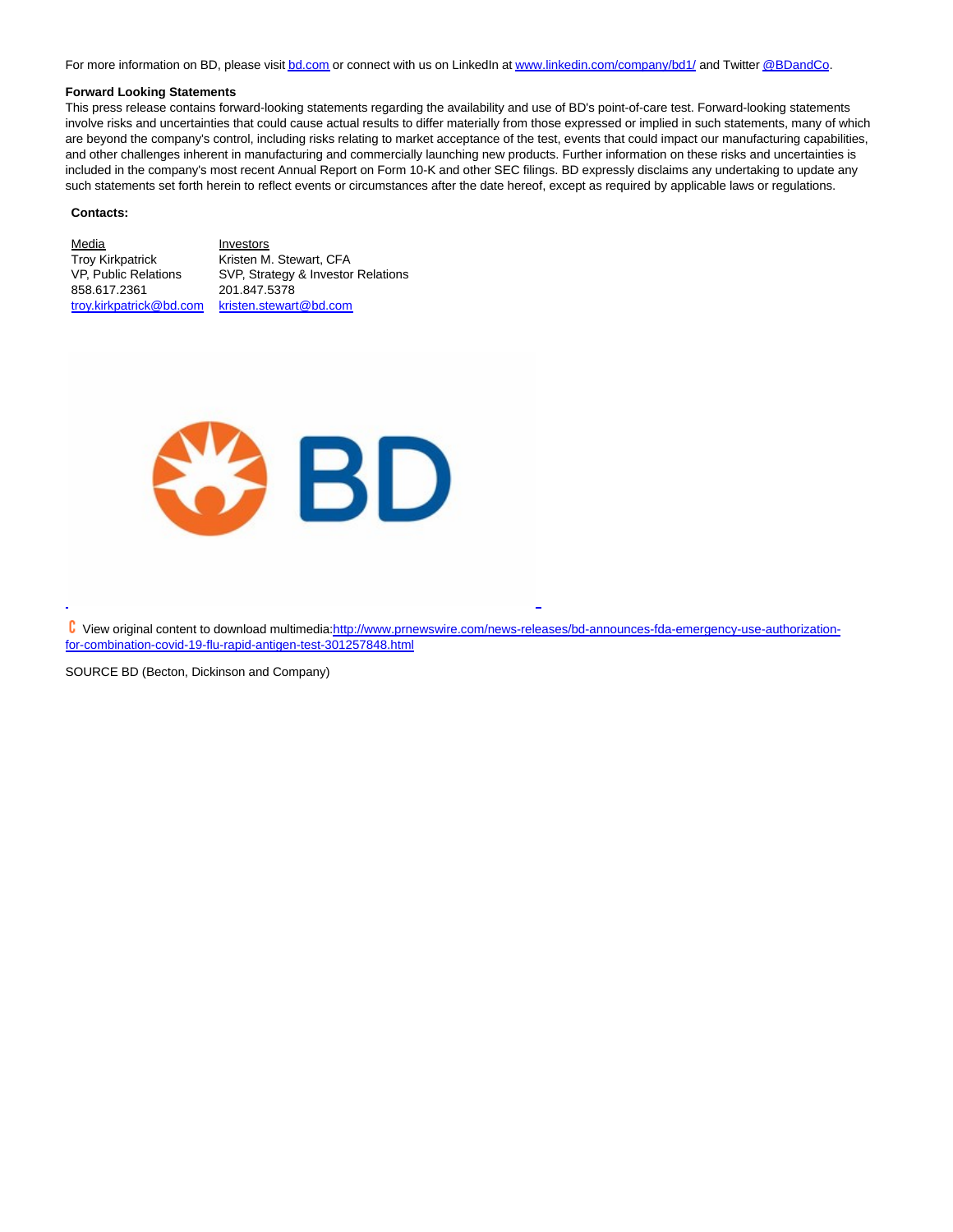For more information on BD, please visit bd.com or connect with us on LinkedIn at www.linkedin.com/company/bd1/ and Twitter @BDandCo.

**Forward Looking Statements**

This press release contains forward-looking statements regarding the availability and use of BD's point-of-care test. Forward-looking statements involve risks and uncertainties that could cause actual results to differ materially from those expressed or implied in such statements, many of which are beyond the company's control, including risks relating to market acceptance of the test, events that could impact our manufacturing capabilities, and other challenges inherent in manufacturing and commercially launching new products. Further information on these risks and uncertainties is included in the company's most recent Annual Report on Form 10-K and other SEC filings. BD expressly disclaims any undertaking to update any such statements set forth herein to reflect events or circumstances after the date hereof, except as required by applicable laws or regulations.

**Contacts:**

| Media | Investors |
| --- | --- |
| Troy Kirkpatrick | Kristen M. Stewart, CFA |
| VP, Public Relations | SVP, Strategy & Investor Relations |
| 858.617.2361 | 201.847.5378 |
| troy.kirkpatrick@bd.com | kristen.stewart@bd.com |

View original content to download multimedia:http://www.prnewswire.com/news-releases/bd-announces-fda-emergency-use-authorization-for-combination-covid-19-flu-rapid-antigen-test-301257848.html

SOURCE BD (Becton, Dickinson and Company)